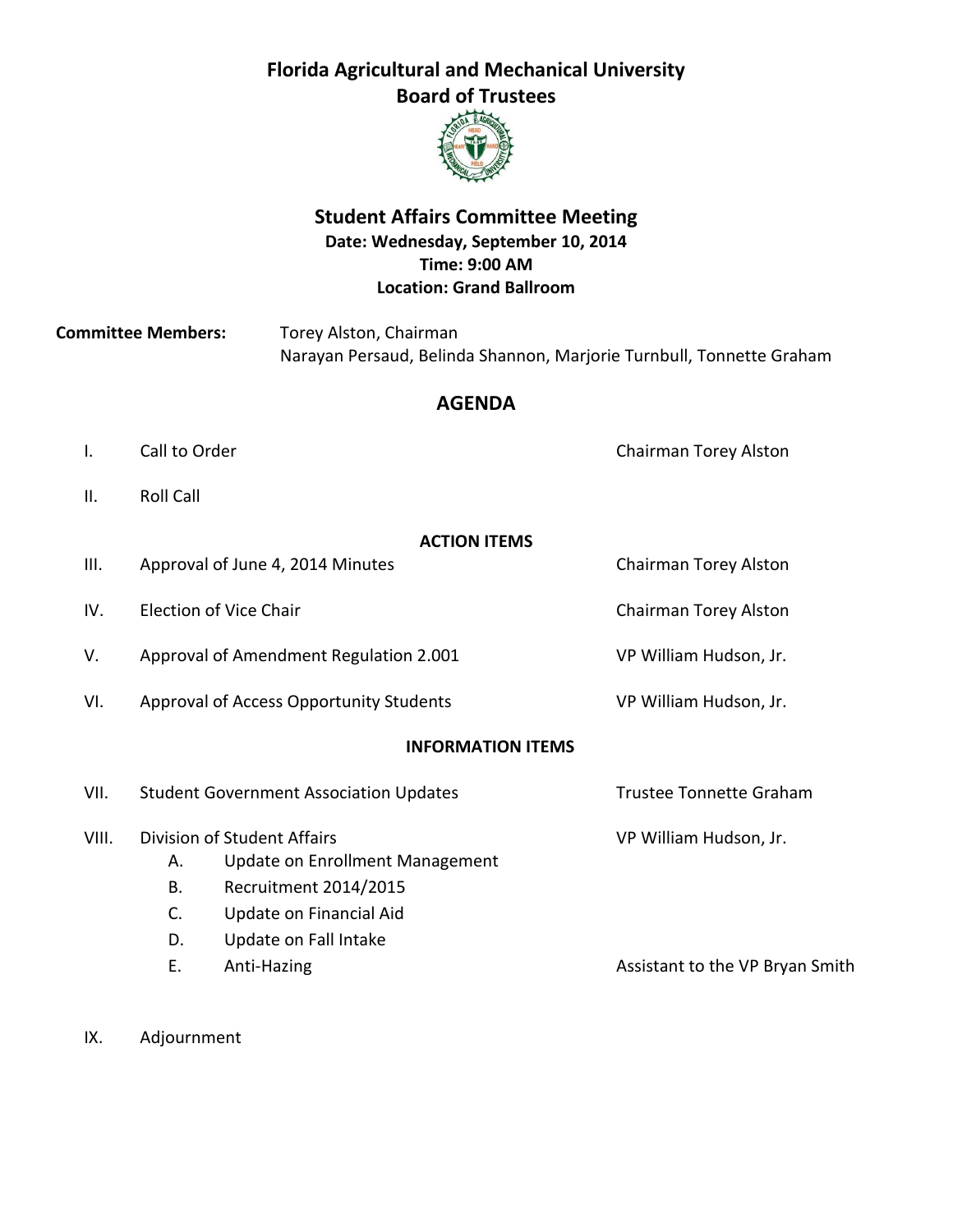# Florida Agricultural and Mechanical University
## Board of Trustees

### Student Affairs Committee Meeting

**Date: Wednesday, September 10, 2014**
**Time: 9:00 AM**
**Location: Grand Ballroom**

**Committee Members:** Torey Alston, Chairman
Narayan Persaud, Belinda Shannon, Marjorie Turnbull, Tonnette Graham

## AGENDA

| | | |
|---|---|---|
| I. | Call to Order | Chairman Torey Alston |
| II. | Roll Call | |
| | **ACTION ITEMS** | |
| III. | Approval of June 4, 2014 Minutes | Chairman Torey Alston |
| IV. | Election of Vice Chair | Chairman Torey Alston |
| V. | Approval of Amendment Regulation 2.001 | VP William Hudson, Jr. |
| VI. | Approval of Access Opportunity Students | VP William Hudson, Jr. |
| | **INFORMATION ITEMS** | |
| VII. | Student Government Association Updates | Trustee Tonnette Graham |
| VIII. | Division of Student Affairs | VP William Hudson, Jr. |
| | A. Update on Enrollment Management | |
| | B. Recruitment 2014/2015 | |
| | C. Update on Financial Aid | |
| | D. Update on Fall Intake | |
| | E. Anti-Hazing | Assistant to the VP Bryan Smith |
| IX. | Adjournment | |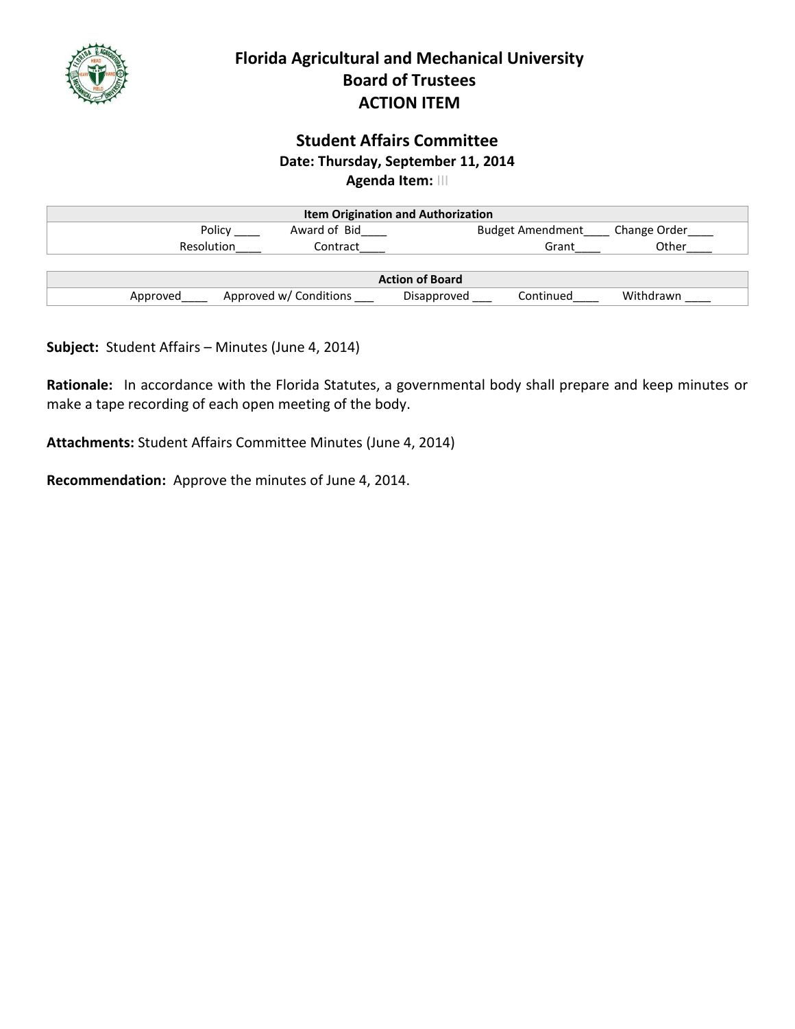# Florida Agricultural and Mechanical University
## Board of Trustees
## ACTION ITEM

### Student Affairs Committee
**Date: Thursday, September 11, 2014**
**Agenda Item:** III

| Item Origination and Authorization | | | |
|---|---|---|---|
| Policy ____ | Award of Bid____ | Budget Amendment____ | Change Order____ |
| Resolution____ | Contract____ | Grant____ | Other____ |

| Action of Board | | | | |
|---|---|---|---|---|
| Approved____ | Approved w/ Conditions ___ | Disapproved ___ | Continued____ | Withdrawn ____ |

**Subject:** Student Affairs – Minutes (June 4, 2014)

**Rationale:** In accordance with the Florida Statutes, a governmental body shall prepare and keep minutes or make a tape recording of each open meeting of the body.

**Attachments:** Student Affairs Committee Minutes (June 4, 2014)

**Recommendation:** Approve the minutes of June 4, 2014.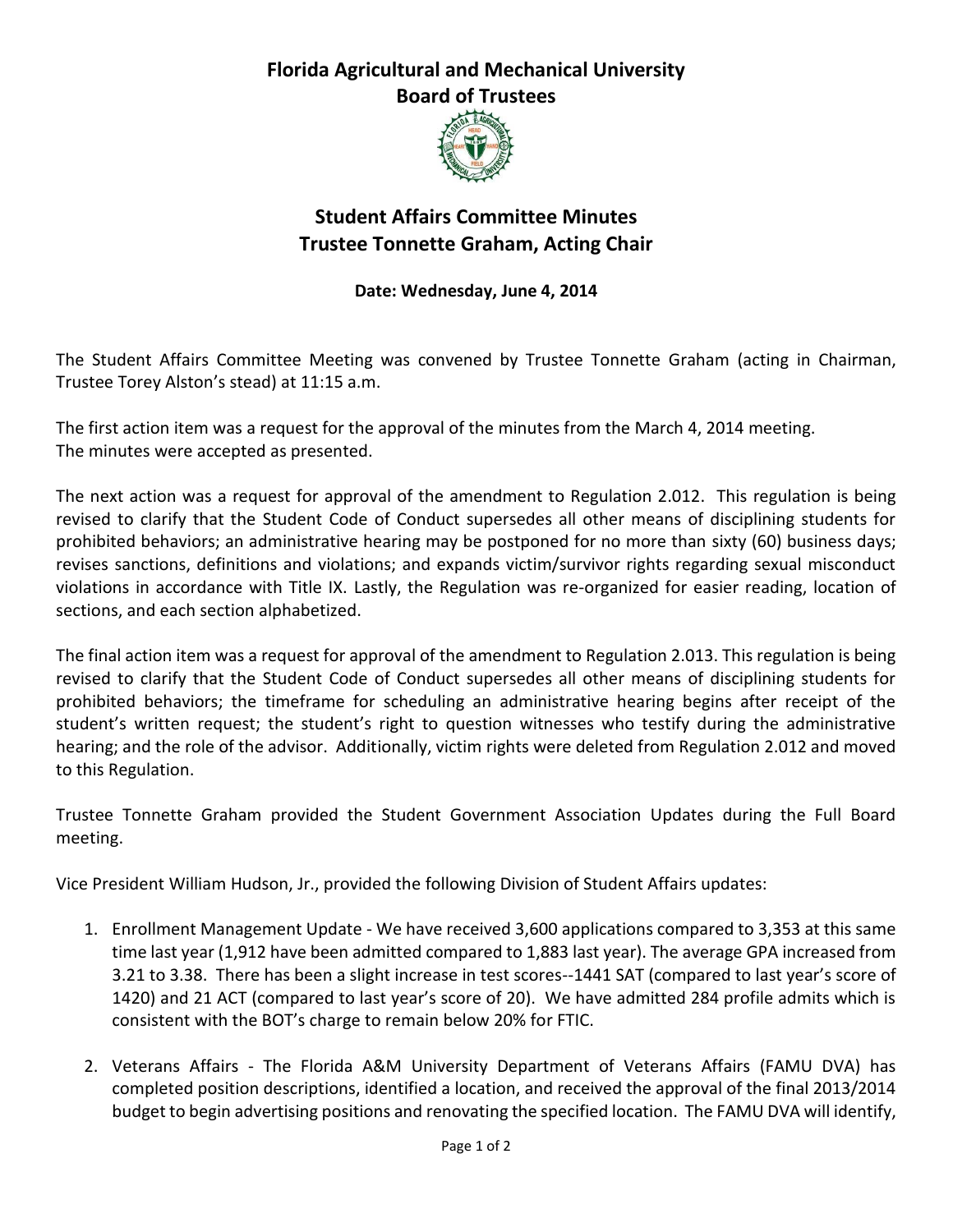# Florida Agricultural and Mechanical University
## Board of Trustees

## Student Affairs Committee Minutes
## Trustee Tonnette Graham, Acting Chair

**Date: Wednesday, June 4, 2014**

The Student Affairs Committee Meeting was convened by Trustee Tonnette Graham (acting in Chairman, Trustee Torey Alston's stead) at 11:15 a.m.

The first action item was a request for the approval of the minutes from the March 4, 2014 meeting. The minutes were accepted as presented.

The next action was a request for approval of the amendment to Regulation 2.012. This regulation is being revised to clarify that the Student Code of Conduct supersedes all other means of disciplining students for prohibited behaviors; an administrative hearing may be postponed for no more than sixty (60) business days; revises sanctions, definitions and violations; and expands victim/survivor rights regarding sexual misconduct violations in accordance with Title IX. Lastly, the Regulation was re-organized for easier reading, location of sections, and each section alphabetized.

The final action item was a request for approval of the amendment to Regulation 2.013. This regulation is being revised to clarify that the Student Code of Conduct supersedes all other means of disciplining students for prohibited behaviors; the timeframe for scheduling an administrative hearing begins after receipt of the student's written request; the student's right to question witnesses who testify during the administrative hearing; and the role of the advisor. Additionally, victim rights were deleted from Regulation 2.012 and moved to this Regulation.

Trustee Tonnette Graham provided the Student Government Association Updates during the Full Board meeting.

Vice President William Hudson, Jr., provided the following Division of Student Affairs updates:

1. Enrollment Management Update - We have received 3,600 applications compared to 3,353 at this same time last year (1,912 have been admitted compared to 1,883 last year). The average GPA increased from 3.21 to 3.38. There has been a slight increase in test scores--1441 SAT (compared to last year's score of 1420) and 21 ACT (compared to last year's score of 20). We have admitted 284 profile admits which is consistent with the BOT's charge to remain below 20% for FTIC.

2. Veterans Affairs - The Florida A&M University Department of Veterans Affairs (FAMU DVA) has completed position descriptions, identified a location, and received the approval of the final 2013/2014 budget to begin advertising positions and renovating the specified location. The FAMU DVA will identify,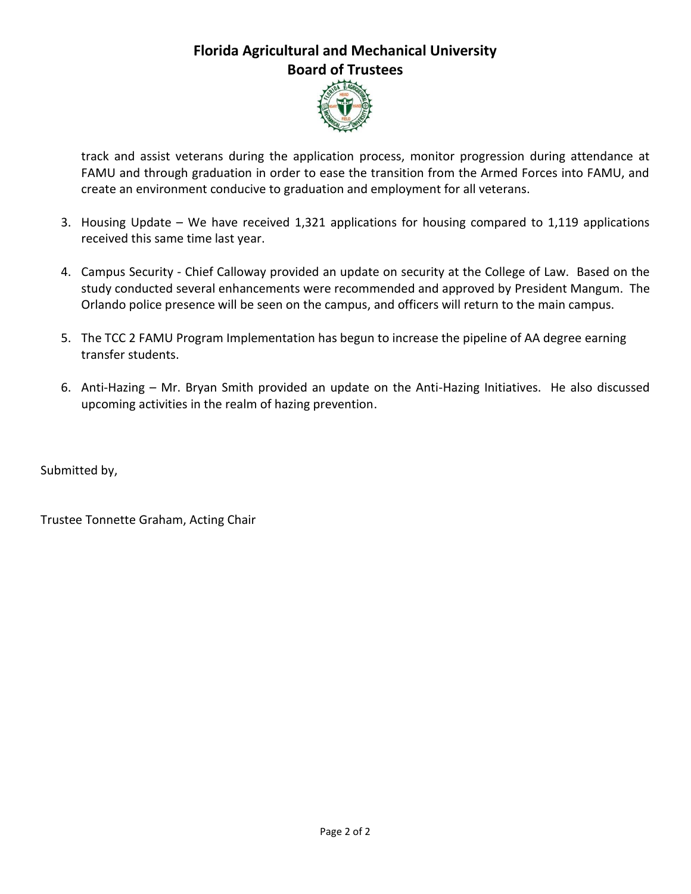track and assist veterans during the application process, monitor progression during attendance at FAMU and through graduation in order to ease the transition from the Armed Forces into FAMU, and create an environment conducive to graduation and employment for all veterans.

3. Housing Update – We have received 1,321 applications for housing compared to 1,119 applications received this same time last year.

4. Campus Security - Chief Calloway provided an update on security at the College of Law. Based on the study conducted several enhancements were recommended and approved by President Mangum. The Orlando police presence will be seen on the campus, and officers will return to the main campus.

5. The TCC 2 FAMU Program Implementation has begun to increase the pipeline of AA degree earning transfer students.

6. Anti-Hazing – Mr. Bryan Smith provided an update on the Anti-Hazing Initiatives. He also discussed upcoming activities in the realm of hazing prevention.

Submitted by,

Trustee Tonnette Graham, Acting Chair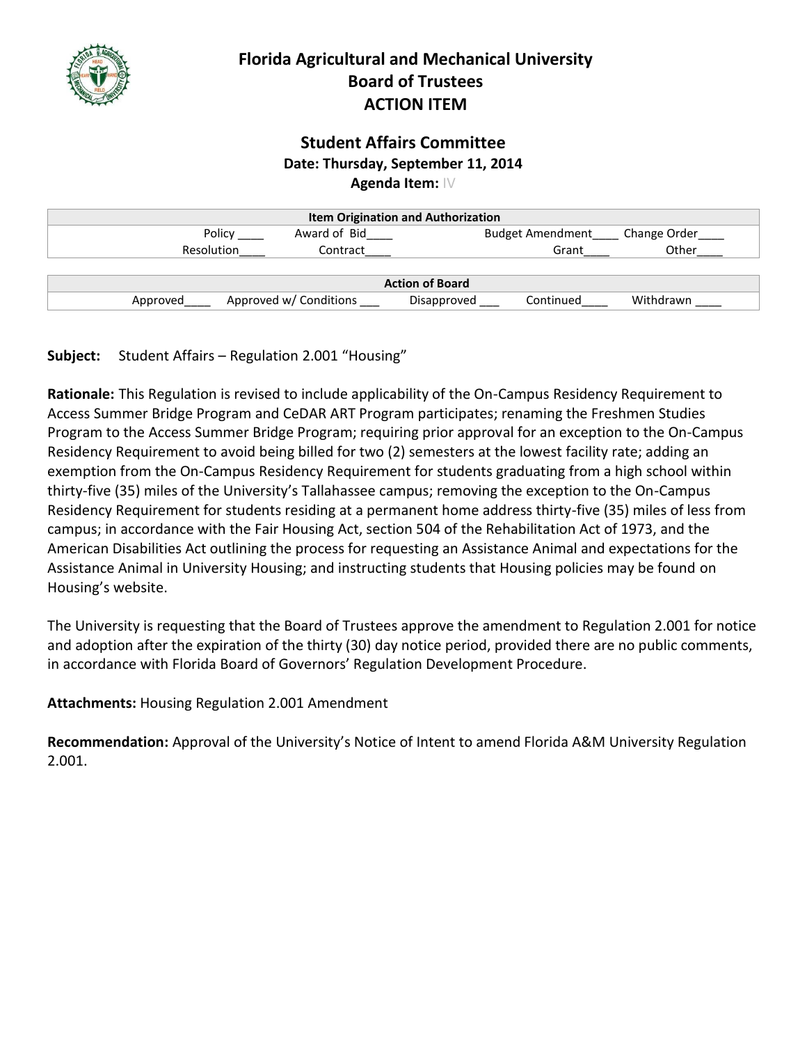# Florida Agricultural and Mechanical University
# Board of Trustees
# ACTION ITEM

## Student Affairs Committee

**Date: Thursday, September 11, 2014**

**Agenda Item:** IV

| Item Origination and Authorization | | | |
|---|---|---|---|
| Policy ____ | Award of Bid____ | Budget Amendment____ | Change Order____ |
| Resolution____ | Contract____ | Grant____ | Other____ |

| Action of Board | | | | |
|---|---|---|---|---|
| Approved____ | Approved w/ Conditions ___ | Disapproved ___ | Continued____ | Withdrawn ____ |

**Subject:** Student Affairs – Regulation 2.001 "Housing"

**Rationale:** This Regulation is revised to include applicability of the On-Campus Residency Requirement to Access Summer Bridge Program and CeDAR ART Program participates; renaming the Freshmen Studies Program to the Access Summer Bridge Program; requiring prior approval for an exception to the On-Campus Residency Requirement to avoid being billed for two (2) semesters at the lowest facility rate; adding an exemption from the On-Campus Residency Requirement for students graduating from a high school within thirty-five (35) miles of the University's Tallahassee campus; removing the exception to the On-Campus Residency Requirement for students residing at a permanent home address thirty-five (35) miles of less from campus; in accordance with the Fair Housing Act, section 504 of the Rehabilitation Act of 1973, and the American Disabilities Act outlining the process for requesting an Assistance Animal and expectations for the Assistance Animal in University Housing; and instructing students that Housing policies may be found on Housing's website.

The University is requesting that the Board of Trustees approve the amendment to Regulation 2.001 for notice and adoption after the expiration of the thirty (30) day notice period, provided there are no public comments, in accordance with Florida Board of Governors' Regulation Development Procedure.

**Attachments:** Housing Regulation 2.001 Amendment

**Recommendation:** Approval of the University's Notice of Intent to amend Florida A&M University Regulation 2.001.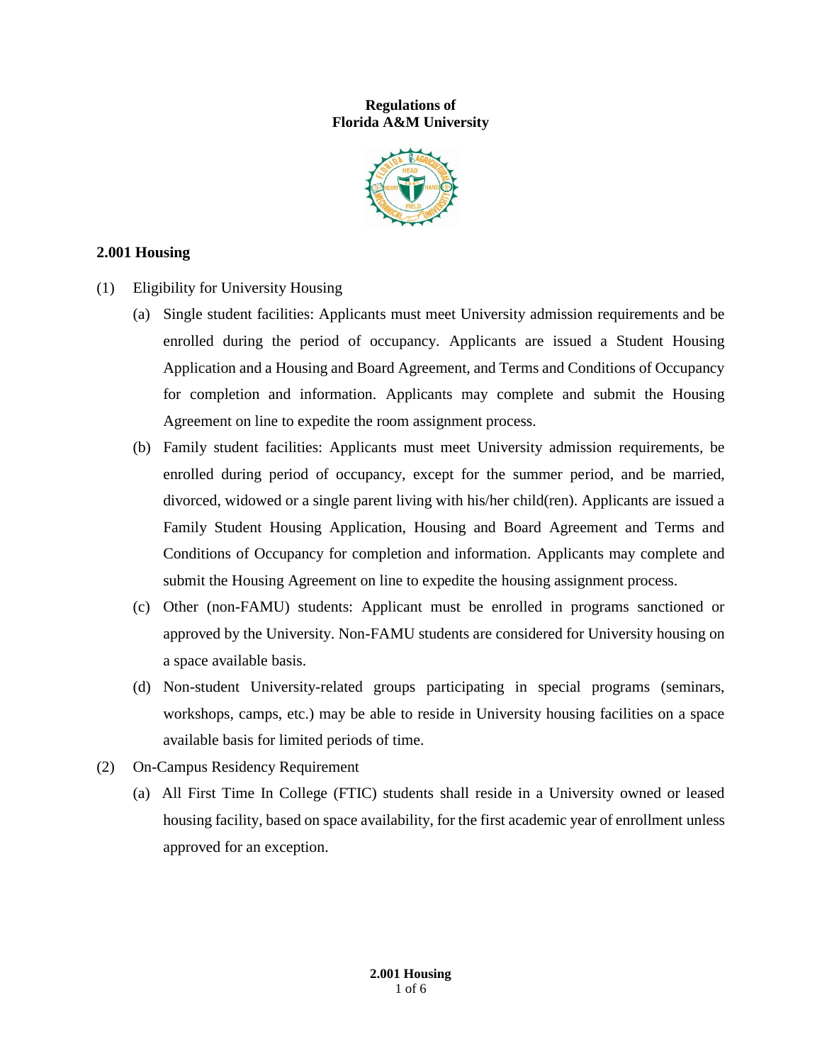**Regulations of**
**Florida A&M University**

## 2.001 Housing

(1) Eligibility for University Housing

(a) Single student facilities: Applicants must meet University admission requirements and be enrolled during the period of occupancy. Applicants are issued a Student Housing Application and a Housing and Board Agreement, and Terms and Conditions of Occupancy for completion and information. Applicants may complete and submit the Housing Agreement on line to expedite the room assignment process.

(b) Family student facilities: Applicants must meet University admission requirements, be enrolled during period of occupancy, except for the summer period, and be married, divorced, widowed or a single parent living with his/her child(ren). Applicants are issued a Family Student Housing Application, Housing and Board Agreement and Terms and Conditions of Occupancy for completion and information. Applicants may complete and submit the Housing Agreement on line to expedite the housing assignment process.

(c) Other (non-FAMU) students: Applicant must be enrolled in programs sanctioned or approved by the University. Non-FAMU students are considered for University housing on a space available basis.

(d) Non-student University-related groups participating in special programs (seminars, workshops, camps, etc.) may be able to reside in University housing facilities on a space available basis for limited periods of time.

(2) On-Campus Residency Requirement

(a) All First Time In College (FTIC) students shall reside in a University owned or leased housing facility, based on space availability, for the first academic year of enrollment unless approved for an exception.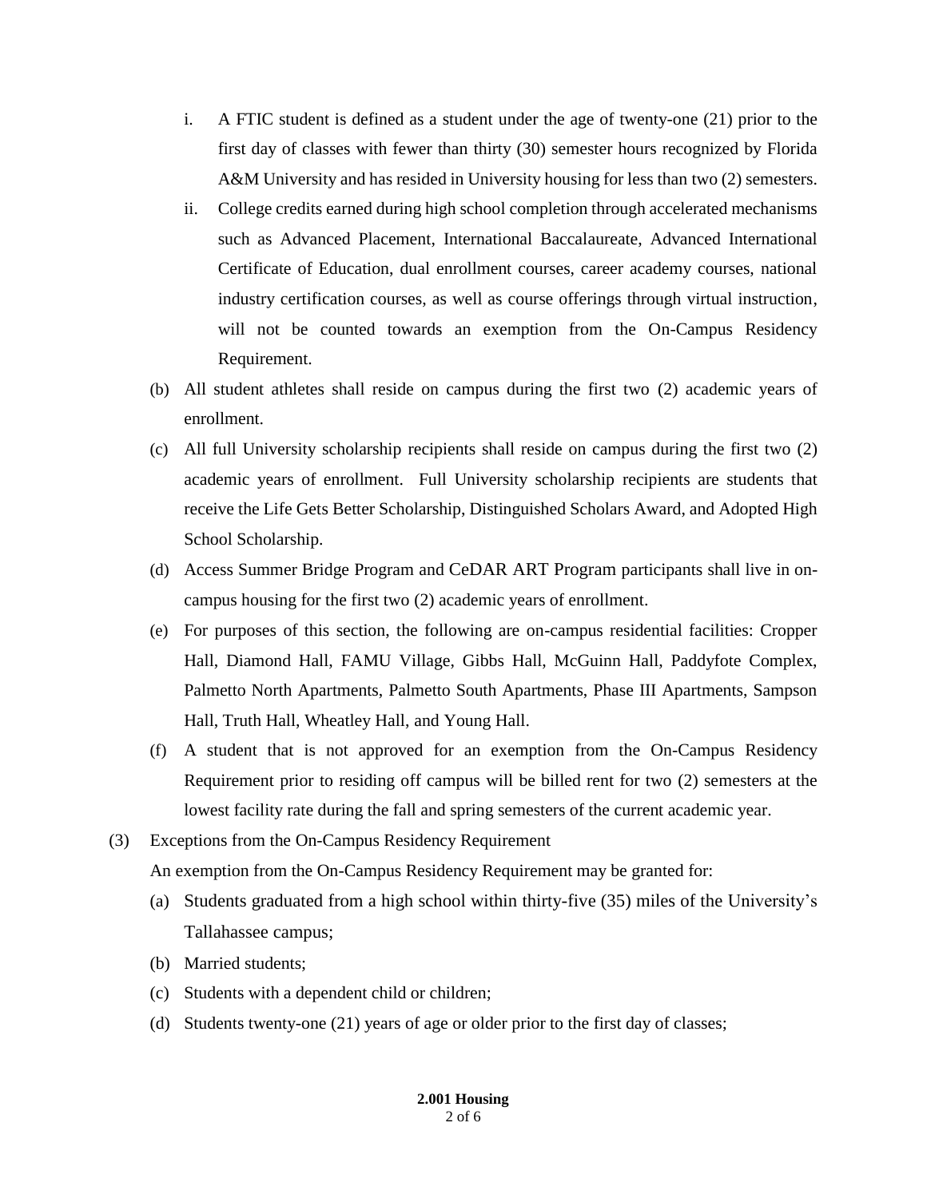i. A FTIC student is defined as a student under the age of twenty-one (21) prior to the first day of classes with fewer than thirty (30) semester hours recognized by Florida A&M University and has resided in University housing for less than two (2) semesters.

ii. College credits earned during high school completion through accelerated mechanisms such as Advanced Placement, International Baccalaureate, Advanced International Certificate of Education, dual enrollment courses, career academy courses, national industry certification courses, as well as course offerings through virtual instruction, will not be counted towards an exemption from the On-Campus Residency Requirement.

(b) All student athletes shall reside on campus during the first two (2) academic years of enrollment.

(c) All full University scholarship recipients shall reside on campus during the first two (2) academic years of enrollment. Full University scholarship recipients are students that receive the Life Gets Better Scholarship, Distinguished Scholars Award, and Adopted High School Scholarship.

(d) Access Summer Bridge Program and CeDAR ART Program participants shall live in on-campus housing for the first two (2) academic years of enrollment.

(e) For purposes of this section, the following are on-campus residential facilities: Cropper Hall, Diamond Hall, FAMU Village, Gibbs Hall, McGuinn Hall, Paddyfote Complex, Palmetto North Apartments, Palmetto South Apartments, Phase III Apartments, Sampson Hall, Truth Hall, Wheatley Hall, and Young Hall.

(f) A student that is not approved for an exemption from the On-Campus Residency Requirement prior to residing off campus will be billed rent for two (2) semesters at the lowest facility rate during the fall and spring semesters of the current academic year.

(3) Exceptions from the On-Campus Residency Requirement

An exemption from the On-Campus Residency Requirement may be granted for:

(a) Students graduated from a high school within thirty-five (35) miles of the University's Tallahassee campus;

(b) Married students;

(c) Students with a dependent child or children;

(d) Students twenty-one (21) years of age or older prior to the first day of classes;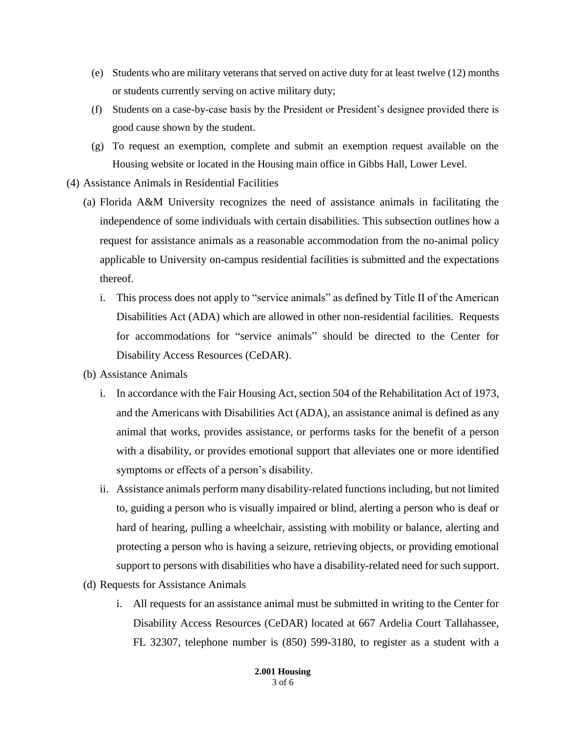(e) Students who are military veterans that served on active duty for at least twelve (12) months or students currently serving on active military duty;

(f) Students on a case-by-case basis by the President or President's designee provided there is good cause shown by the student.

(g) To request an exemption, complete and submit an exemption request available on the Housing website or located in the Housing main office in Gibbs Hall, Lower Level.

(4) Assistance Animals in Residential Facilities

(a) Florida A&M University recognizes the need of assistance animals in facilitating the independence of some individuals with certain disabilities. This subsection outlines how a request for assistance animals as a reasonable accommodation from the no-animal policy applicable to University on-campus residential facilities is submitted and the expectations thereof.

i. This process does not apply to "service animals" as defined by Title II of the American Disabilities Act (ADA) which are allowed in other non-residential facilities. Requests for accommodations for "service animals" should be directed to the Center for Disability Access Resources (CeDAR).

(b) Assistance Animals

i. In accordance with the Fair Housing Act, section 504 of the Rehabilitation Act of 1973, and the Americans with Disabilities Act (ADA), an assistance animal is defined as any animal that works, provides assistance, or performs tasks for the benefit of a person with a disability, or provides emotional support that alleviates one or more identified symptoms or effects of a person's disability.

ii. Assistance animals perform many disability-related functions including, but not limited to, guiding a person who is visually impaired or blind, alerting a person who is deaf or hard of hearing, pulling a wheelchair, assisting with mobility or balance, alerting and protecting a person who is having a seizure, retrieving objects, or providing emotional support to persons with disabilities who have a disability-related need for such support.

(d) Requests for Assistance Animals

i. All requests for an assistance animal must be submitted in writing to the Center for Disability Access Resources (CeDAR) located at 667 Ardelia Court Tallahassee, FL 32307, telephone number is (850) 599-3180, to register as a student with a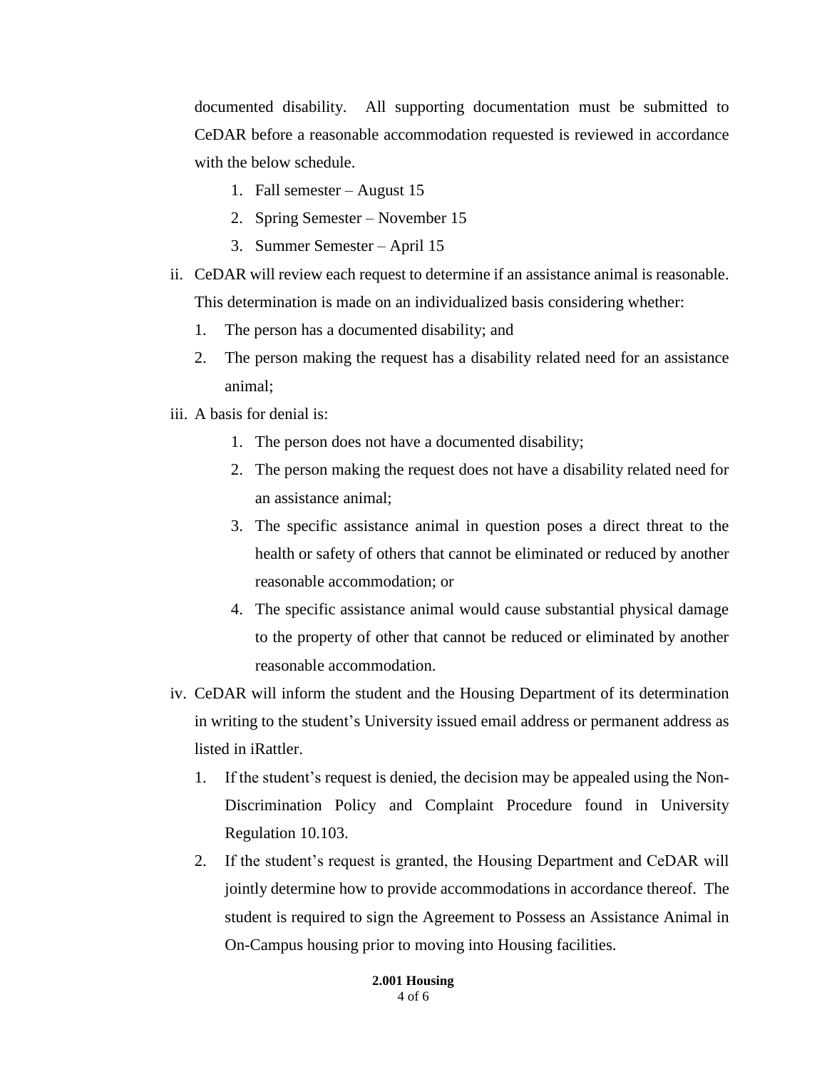documented disability. All supporting documentation must be submitted to CeDAR before a reasonable accommodation requested is reviewed in accordance with the below schedule.

1. Fall semester – August 15
2. Spring Semester – November 15
3. Summer Semester – April 15

ii. CeDAR will review each request to determine if an assistance animal is reasonable. This determination is made on an individualized basis considering whether:

1. The person has a documented disability; and
2. The person making the request has a disability related need for an assistance animal;

iii. A basis for denial is:

1. The person does not have a documented disability;
2. The person making the request does not have a disability related need for an assistance animal;
3. The specific assistance animal in question poses a direct threat to the health or safety of others that cannot be eliminated or reduced by another reasonable accommodation; or
4. The specific assistance animal would cause substantial physical damage to the property of other that cannot be reduced or eliminated by another reasonable accommodation.

iv. CeDAR will inform the student and the Housing Department of its determination in writing to the student's University issued email address or permanent address as listed in iRattler.

1. If the student's request is denied, the decision may be appealed using the Non-Discrimination Policy and Complaint Procedure found in University Regulation 10.103.
2. If the student's request is granted, the Housing Department and CeDAR will jointly determine how to provide accommodations in accordance thereof. The student is required to sign the Agreement to Possess an Assistance Animal in On-Campus housing prior to moving into Housing facilities.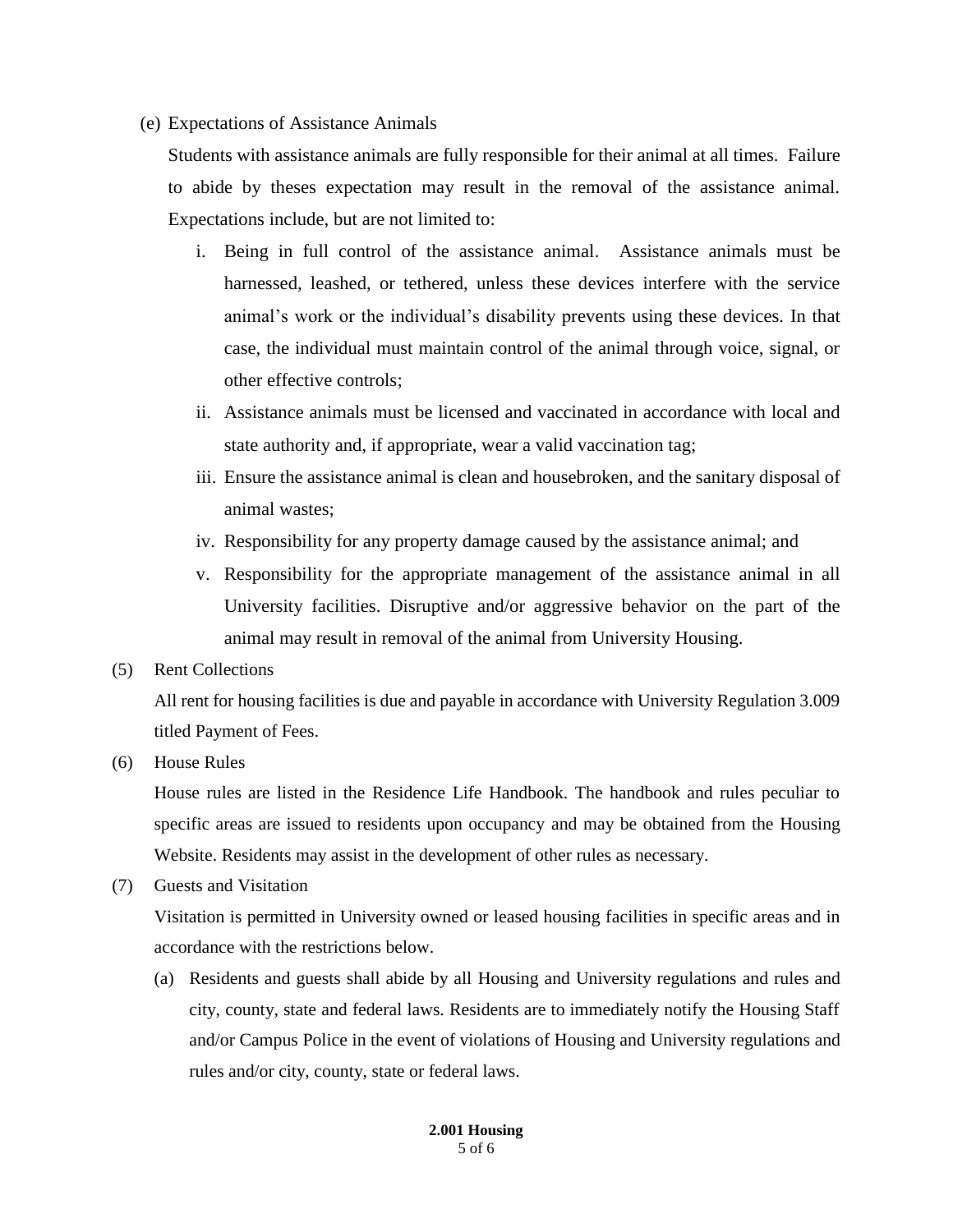(e) Expectations of Assistance Animals

Students with assistance animals are fully responsible for their animal at all times. Failure to abide by theses expectation may result in the removal of the assistance animal. Expectations include, but are not limited to:

i. Being in full control of the assistance animal. Assistance animals must be harnessed, leashed, or tethered, unless these devices interfere with the service animal's work or the individual's disability prevents using these devices. In that case, the individual must maintain control of the animal through voice, signal, or other effective controls;

ii. Assistance animals must be licensed and vaccinated in accordance with local and state authority and, if appropriate, wear a valid vaccination tag;

iii. Ensure the assistance animal is clean and housebroken, and the sanitary disposal of animal wastes;

iv. Responsibility for any property damage caused by the assistance animal; and

v. Responsibility for the appropriate management of the assistance animal in all University facilities. Disruptive and/or aggressive behavior on the part of the animal may result in removal of the animal from University Housing.

(5) Rent Collections

All rent for housing facilities is due and payable in accordance with University Regulation 3.009 titled Payment of Fees.

(6) House Rules

House rules are listed in the Residence Life Handbook. The handbook and rules peculiar to specific areas are issued to residents upon occupancy and may be obtained from the Housing Website. Residents may assist in the development of other rules as necessary.

(7) Guests and Visitation

Visitation is permitted in University owned or leased housing facilities in specific areas and in accordance with the restrictions below.

(a) Residents and guests shall abide by all Housing and University regulations and rules and city, county, state and federal laws. Residents are to immediately notify the Housing Staff and/or Campus Police in the event of violations of Housing and University regulations and rules and/or city, county, state or federal laws.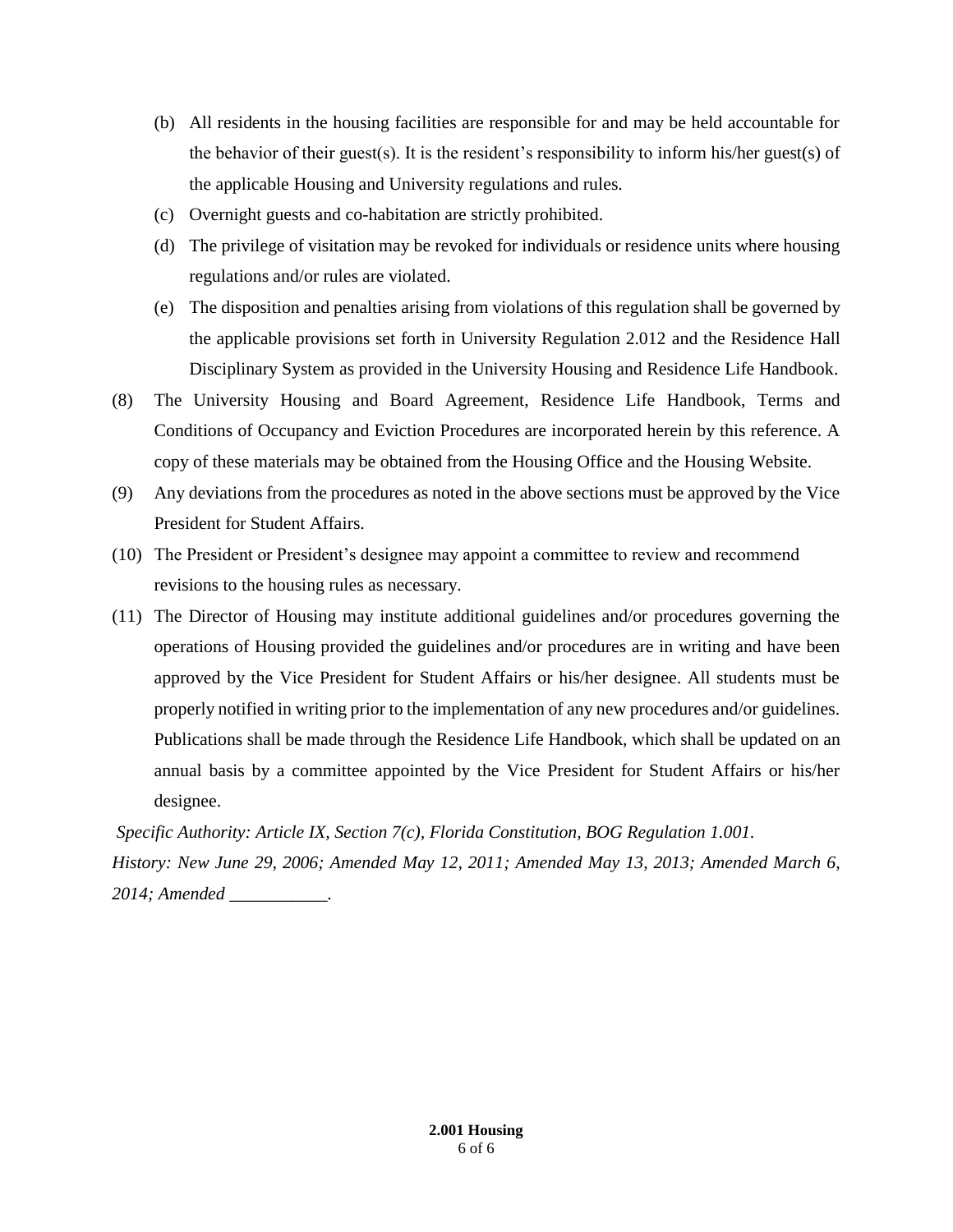(b) All residents in the housing facilities are responsible for and may be held accountable for the behavior of their guest(s). It is the resident's responsibility to inform his/her guest(s) of the applicable Housing and University regulations and rules.

(c) Overnight guests and co-habitation are strictly prohibited.

(d) The privilege of visitation may be revoked for individuals or residence units where housing regulations and/or rules are violated.

(e) The disposition and penalties arising from violations of this regulation shall be governed by the applicable provisions set forth in University Regulation 2.012 and the Residence Hall Disciplinary System as provided in the University Housing and Residence Life Handbook.

(8) The University Housing and Board Agreement, Residence Life Handbook, Terms and Conditions of Occupancy and Eviction Procedures are incorporated herein by this reference. A copy of these materials may be obtained from the Housing Office and the Housing Website.

(9) Any deviations from the procedures as noted in the above sections must be approved by the Vice President for Student Affairs.

(10) The President or President's designee may appoint a committee to review and recommend revisions to the housing rules as necessary.

(11) The Director of Housing may institute additional guidelines and/or procedures governing the operations of Housing provided the guidelines and/or procedures are in writing and have been approved by the Vice President for Student Affairs or his/her designee. All students must be properly notified in writing prior to the implementation of any new procedures and/or guidelines. Publications shall be made through the Residence Life Handbook, which shall be updated on an annual basis by a committee appointed by the Vice President for Student Affairs or his/her designee.

*Specific Authority: Article IX, Section 7(c), Florida Constitution, BOG Regulation 1.001.*

*History: New June 29, 2006; Amended May 12, 2011; Amended May 13, 2013; Amended March 6, 2014; Amended ___________.*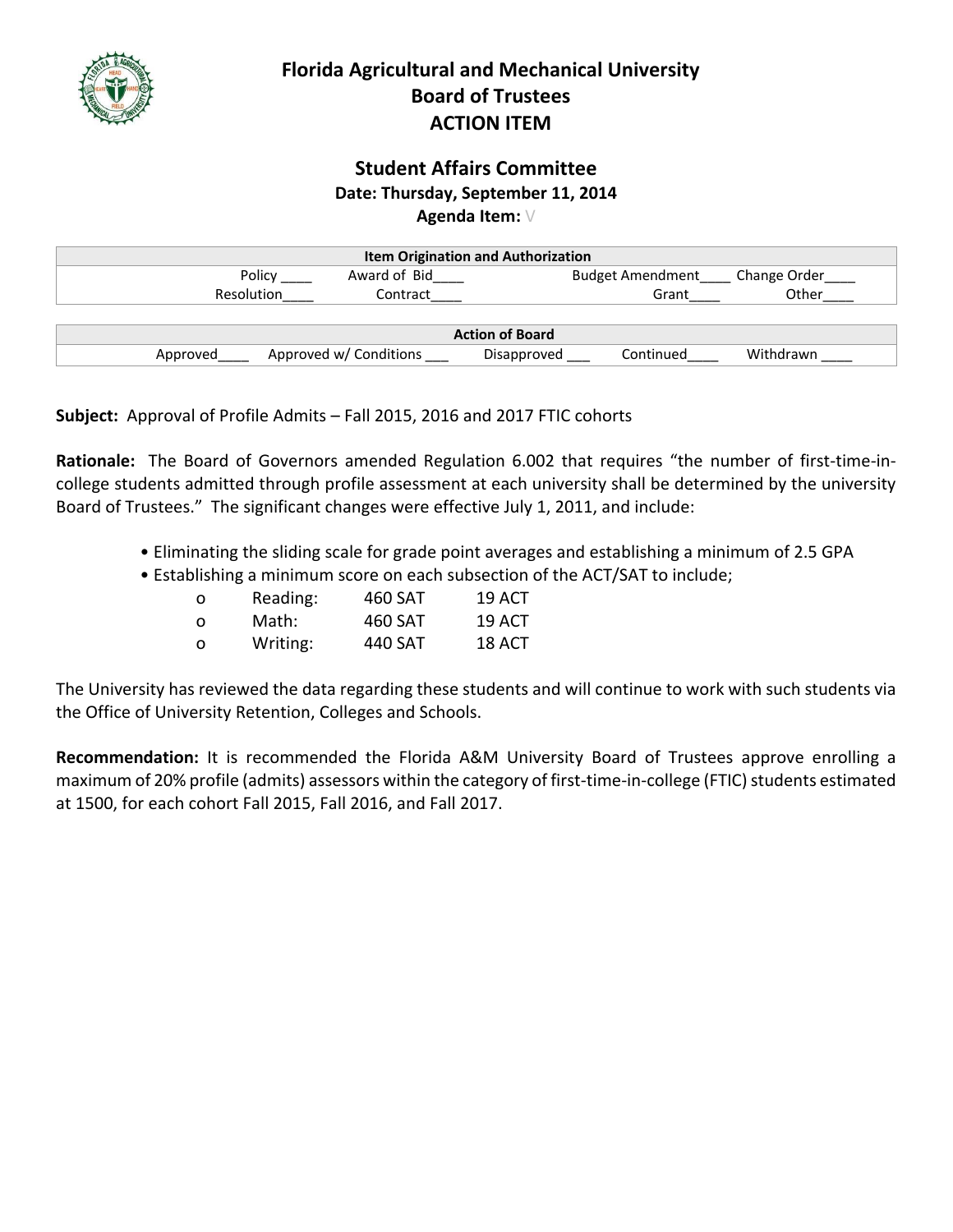# Florida Agricultural and Mechanical University
## Board of Trustees
## ACTION ITEM

### Student Affairs Committee
**Date: Thursday, September 11, 2014**
**Agenda Item:** V

| Item Origination and Authorization | | | |
|---|---|---|---|
| Policy ____ | Award of Bid____ | Budget Amendment____ | Change Order____ |
| Resolution____ | Contract____ | Grant____ | Other____ |

| Action of Board | | | | |
|---|---|---|---|---|
| Approved____ | Approved w/ Conditions ___ | Disapproved ___ | Continued____ | Withdrawn ____ |

**Subject:** Approval of Profile Admits – Fall 2015, 2016 and 2017 FTIC cohorts

**Rationale:** The Board of Governors amended Regulation 6.002 that requires "the number of first-time-in-college students admitted through profile assessment at each university shall be determined by the university Board of Trustees." The significant changes were effective July 1, 2011, and include:

- Eliminating the sliding scale for grade point averages and establishing a minimum of 2.5 GPA
- Establishing a minimum score on each subsection of the ACT/SAT to include;
  - Reading: 460 SAT 19 ACT
  - Math: 460 SAT 19 ACT
  - Writing: 440 SAT 18 ACT

The University has reviewed the data regarding these students and will continue to work with such students via the Office of University Retention, Colleges and Schools.

**Recommendation:** It is recommended the Florida A&M University Board of Trustees approve enrolling a maximum of 20% profile (admits) assessors within the category of first-time-in-college (FTIC) students estimated at 1500, for each cohort Fall 2015, Fall 2016, and Fall 2017.